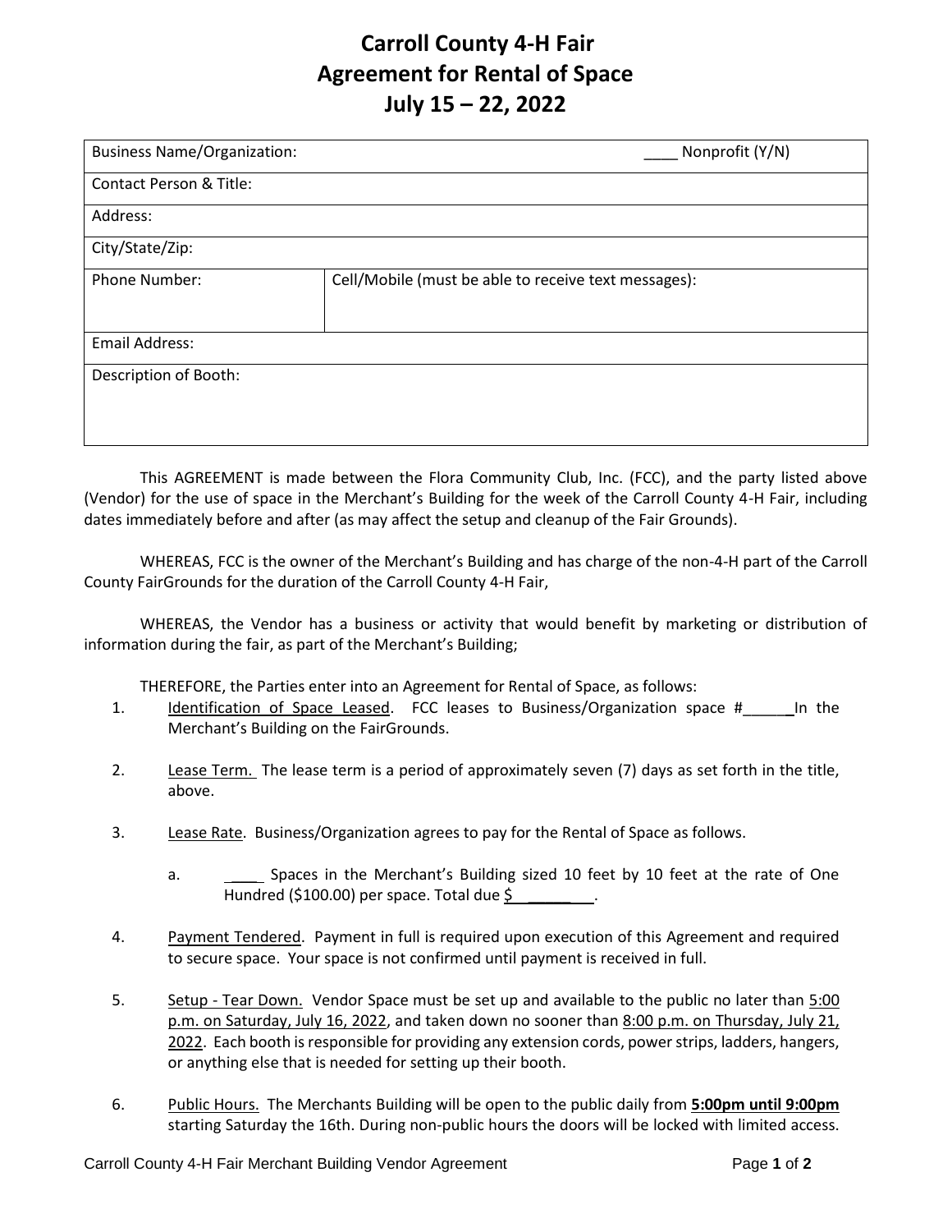# Carroll County 4-H Fair
# Agreement for Rental of Space
# July 15 – 22, 2022

| Business Name/Organization: | ____ Nonprofit (Y/N) |
|---|---|
| Contact Person & Title: | |
| Address: | |
| City/State/Zip: | |
| Phone Number: | Cell/Mobile (must be able to receive text messages): |
| Email Address: | |
| Description of Booth: | |

This AGREEMENT is made between the Flora Community Club, Inc. (FCC), and the party listed above (Vendor) for the use of space in the Merchant's Building for the week of the Carroll County 4-H Fair, including dates immediately before and after (as may affect the setup and cleanup of the Fair Grounds).

WHEREAS, FCC is the owner of the Merchant's Building and has charge of the non-4-H part of the Carroll County FairGrounds for the duration of the Carroll County 4-H Fair,

WHEREAS, the Vendor has a business or activity that would benefit by marketing or distribution of information during the fair, as part of the Merchant's Building;

THEREFORE, the Parties enter into an Agreement for Rental of Space, as follows:

1. Identification of Space Leased. FCC leases to Business/Organization space #______In the Merchant's Building on the FairGrounds.

2. Lease Term. The lease term is a period of approximately seven (7) days as set forth in the title, above.

3. Lease Rate. Business/Organization agrees to pay for the Rental of Space as follows.

   a. ____ Spaces in the Merchant's Building sized 10 feet by 10 feet at the rate of One Hundred ($100.00) per space. Total due $________.

4. Payment Tendered. Payment in full is required upon execution of this Agreement and required to secure space. Your space is not confirmed until payment is received in full.

5. Setup - Tear Down. Vendor Space must be set up and available to the public no later than 5:00 p.m. on Saturday, July 16, 2022, and taken down no sooner than 8:00 p.m. on Thursday, July 21, 2022. Each booth is responsible for providing any extension cords, power strips, ladders, hangers, or anything else that is needed for setting up their booth.

6. Public Hours. The Merchants Building will be open to the public daily from **5:00pm until 9:00pm** starting Saturday the 16th. During non-public hours the doors will be locked with limited access.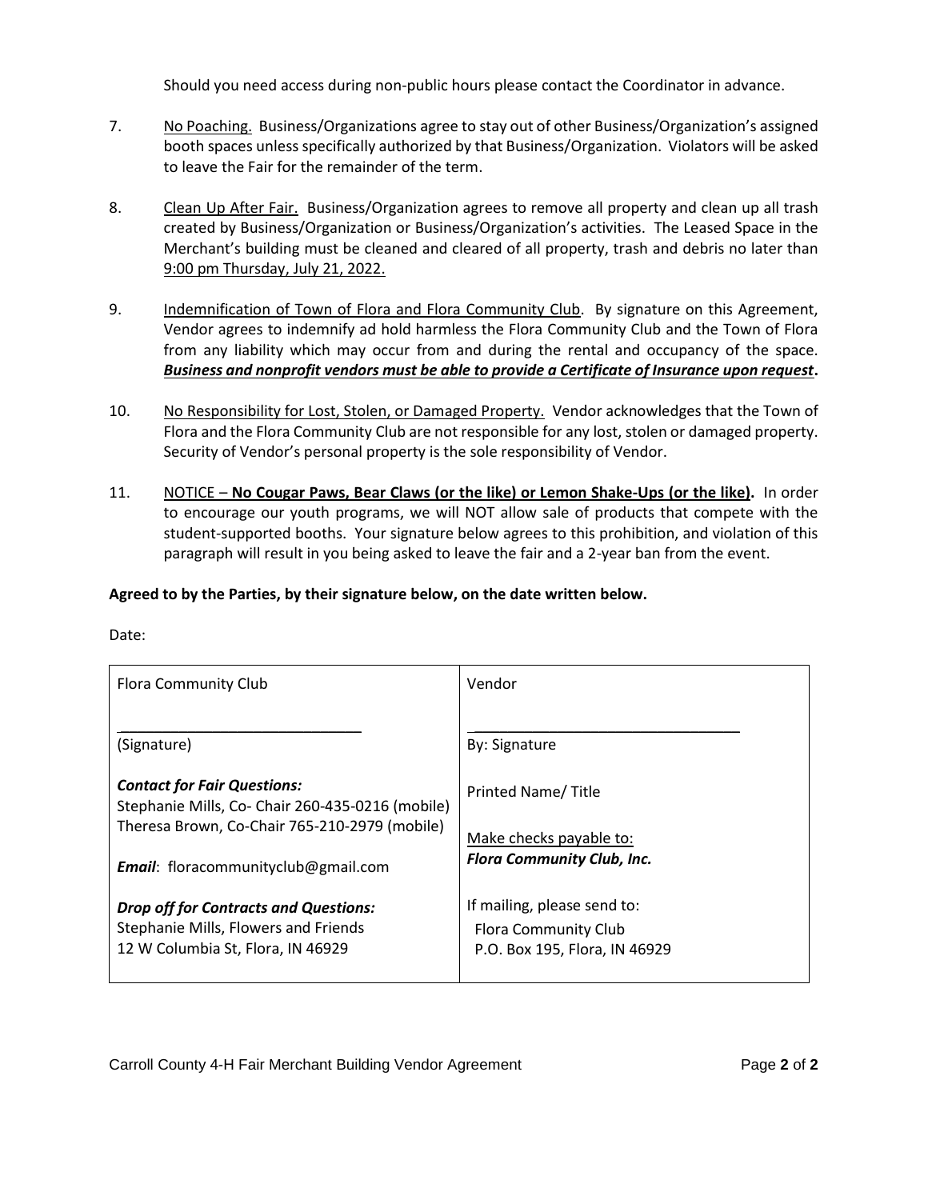Should you need access during non-public hours please contact the Coordinator in advance.

7. No Poaching. Business/Organizations agree to stay out of other Business/Organization's assigned booth spaces unless specifically authorized by that Business/Organization. Violators will be asked to leave the Fair for the remainder of the term.

8. Clean Up After Fair. Business/Organization agrees to remove all property and clean up all trash created by Business/Organization or Business/Organization's activities. The Leased Space in the Merchant's building must be cleaned and cleared of all property, trash and debris no later than 9:00 pm Thursday, July 21, 2022.

9. Indemnification of Town of Flora and Flora Community Club. By signature on this Agreement, Vendor agrees to indemnify ad hold harmless the Flora Community Club and the Town of Flora from any liability which may occur from and during the rental and occupancy of the space. ***Business and nonprofit vendors must be able to provide a Certificate of Insurance upon request*.**

10. No Responsibility for Lost, Stolen, or Damaged Property. Vendor acknowledges that the Town of Flora and the Flora Community Club are not responsible for any lost, stolen or damaged property. Security of Vendor's personal property is the sole responsibility of Vendor.

11. NOTICE – **No Cougar Paws, Bear Claws (or the like) or Lemon Shake-Ups (or the like).** In order to encourage our youth programs, we will NOT allow sale of products that compete with the student-supported booths. Your signature below agrees to this prohibition, and violation of this paragraph will result in you being asked to leave the fair and a 2-year ban from the event.

**Agreed to by the Parties, by their signature below, on the date written below.**

Date:

| Flora Community Club | Vendor |
|---|---|
| ______________________________ | ______________________________ |
| (Signature) | By: Signature |
| ***Contact for Fair Questions:*** Stephanie Mills, Co- Chair 260-435-0216 (mobile) Theresa Brown, Co-Chair 765-210-2979 (mobile) | Printed Name/ Title |
| ***Email***: floracommunityclub@gmail.com | Make checks payable to: ***Flora Community Club, Inc.*** |
| ***Drop off for Contracts and Questions:*** Stephanie Mills, Flowers and Friends 12 W Columbia St, Flora, IN 46929 | If mailing, please send to: Flora Community Club P.O. Box 195, Flora, IN 46929 |

Carroll County 4-H Fair Merchant Building Vendor Agreement